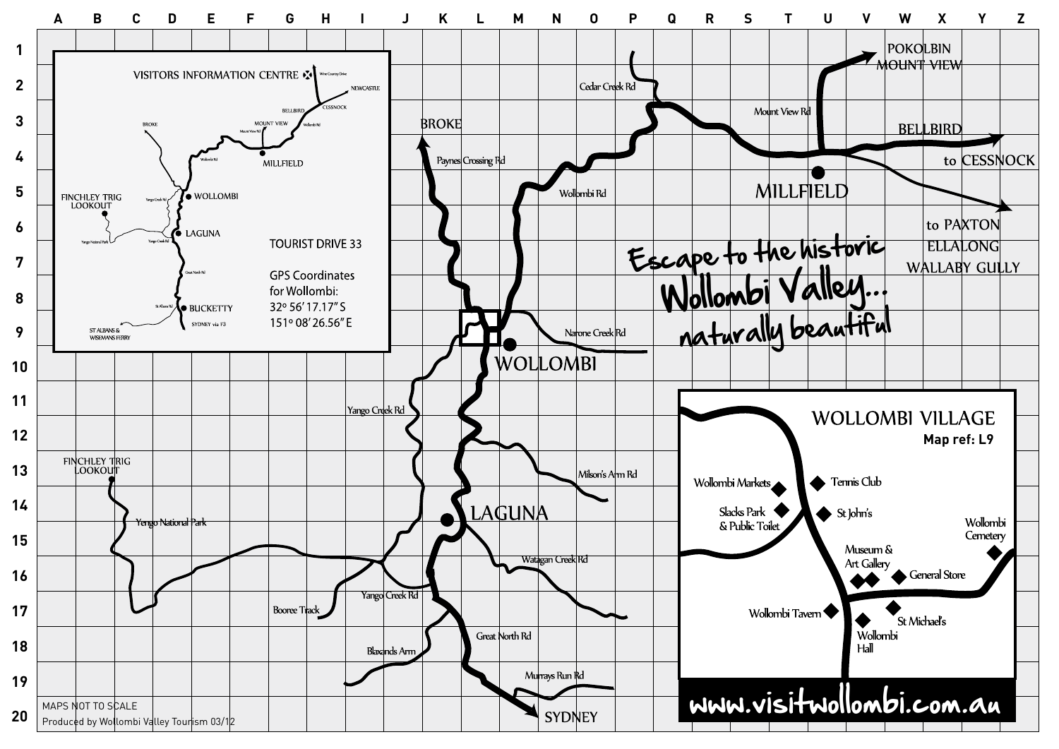# Escape to the historic Wollombi Valley... naturally beautiful

## TOURIST DRIVE 33

GPS Coordinates for Wollombi:
32° 56′ 17.17″ S
151° 08′ 26.56″ E

VISITORS INFORMATION CENTRE

Wine Country Drive · NEWCASTLE · CESSNOCK · BELLBIRD · MOUNT VIEW · Mount View Rd · Wollombi Rd · MILLFIELD · BROKE · FINCHLEY TRIG LOOKOUT · Yango Creek Rd · WOLLOMBI · LAGUNA · Yengo National Park · Great North Rd · St Albans Rd · BUCKETTY · ST ALBANS & WISEMANS FERRY · SYDNEY via F3

Cedar Creek Rd · POKOLBIN · MOUNT VIEW · Mount View Rd · BELLBIRD · to CESSNOCK · MILLFIELD · to PAXTON · ELLALONG · WALLABY GULLY · BROKE · Paynes Crossing Rd · Wollombi Rd · Narone Creek Rd · WOLLOMBI · Yango Creek Rd · Milson's Arm Rd · FINCHLEY TRIG LOOKOUT · Yengo National Park · LAGUNA · Watagan Creek Rd · Booree Track · Yango Creek Rd · Great North Rd · Blaxlands Arm · Murrays Run Rd · SYDNEY

## WOLLOMBI VILLAGE

**Map ref: L9**

- Wollombi Markets
- Tennis Club
- Slacks Park & Public Toilet
- St John's
- Wollombi Cemetery
- Museum & Art Gallery
- General Store
- Wollombi Tavern
- St Michael's
- Wollombi Hall

www.visitwollombi.com.au

MAPS NOT TO SCALE

Produced by Wollombi Valley Tourism 03/12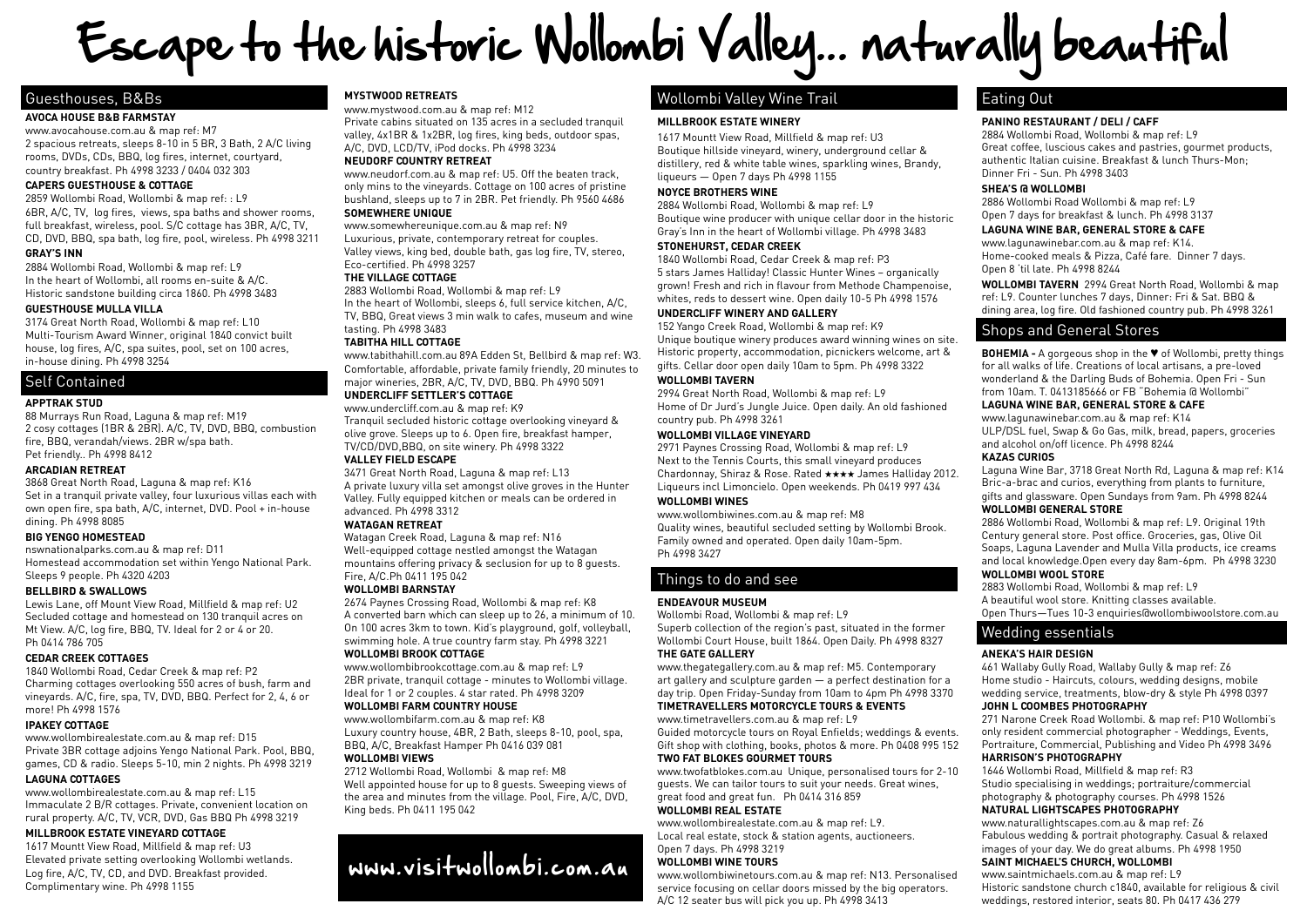# Escape to the historic Wollombi Valley... naturally beautiful

## Guesthouses, B&Bs

**AVOCA HOUSE B&B FARMSTAY**
www.avocahouse.com.au & map ref: M7
2 spacious retreats, sleeps 8-10 in 5 BR, 3 Bath, 2 A/C living rooms, DVDs, CDs, BBQ, log fires, internet, courtyard, country breakfast. Ph 4998 3233 / 0404 032 303

**CAPERS GUESTHOUSE & COTTAGE**
2859 Wollombi Road, Wollombi & map ref: : L9
6BR, A/C, TV, log fires, views, spa baths and shower rooms, full breakfast, wireless, pool. S/C cottage has 3BR, A/C, TV, CD, DVD, BBQ, spa bath, log fire, pool, wireless. Ph 4998 3211

**GRAY'S INN**
2884 Wollombi Road, Wollombi & map ref: L9
In the heart of Wollombi, all rooms en-suite & A/C. Historic sandstone building circa 1860. Ph 4998 3483

**GUESTHOUSE MULLA VILLA**
3174 Great North Road, Wollombi & map ref: L10
Multi-Tourism Award Winner, original 1840 convict built house, log fires, A/C, spa suites, pool, set on 100 acres, in-house dining. Ph 4998 3254

## Self Contained

**APPTRAK STUD**
88 Murrays Run Road, Laguna & map ref: M19
2 cosy cottages (1BR & 2BR). A/C, TV, DVD, BBQ, combustion fire, BBQ, verandah/views. 2BR w/spa bath.
Pet friendly.. Ph 4998 8412

**ARCADIAN RETREAT**
3868 Great North Road, Laguna & map ref: K16
Set in a tranquil private valley, four luxurious villas each with own open fire, spa bath, A/C, internet, DVD. Pool + in-house dining. Ph 4998 8085

**BIG YENGO HOMESTEAD**
nswnationalparks.com.au & map ref: D11
Homestead accommodation set within Yengo National Park. Sleeps 9 people. Ph 4320 4203

**BELLBIRD & SWALLOWS**
Lewis Lane, off Mount View Road, Millfield & map ref: U2
Secluded cottage and homestead on 130 tranquil acres on Mt View. A/C, log fire, BBQ, TV. Ideal for 2 or 4 or 20.
Ph 0414 786 705

**CEDAR CREEK COTTAGES**
1840 Wollombi Road, Cedar Creek & map ref: P2
Charming cottages overlooking 550 acres of bush, farm and vineyards. A/C, fire, spa, TV, DVD, BBQ. Perfect for 2, 4, 6 or more! Ph 4998 1576

**IPAKEY COTTAGE**
www.wollombirealestate.com.au & map ref: D15
Private 3BR cottage adjoins Yengo National Park. Pool, BBQ, games, CD & radio. Sleeps 5-10, min 2 nights. Ph 4998 3219

**LAGUNA COTTAGES**
www.wollombirealestate.com.au & map ref: L15
Immaculate 2 B/R cottages. Private, convenient location on rural property. A/C, TV, VCR, DVD, Gas BBQ Ph 4998 3219

**MILLBROOK ESTATE VINEYARD COTTAGE**
1617 Mountt View Road, Millfield & map ref: U3
Elevated private setting overlooking Wollombi wetlands. Log fire, A/C, TV, CD, and DVD. Breakfast provided. Complimentary wine. Ph 4998 1155

**MYSTWOOD RETREATS**
www.mystwood.com.au & map ref: M12
Private cabins situated on 135 acres in a secluded tranquil valley, 4x1BR & 1x2BR, log fires, king beds, outdoor spas, A/C, DVD, LCD/TV, iPod docks. Ph 4998 3234

**NEUDORF COUNTRY RETREAT**
www.neudorf.com.au & map ref: U5. Off the beaten track, only mins to the vineyards. Cottage on 100 acres of pristine bushland, sleeps up to 7 in 2BR. Pet friendly. Ph 9560 4686

**SOMEWHERE UNIQUE**
www.somewhereunique.com.au & map ref: N9
Luxurious, private, contemporary retreat for couples. Valley views, king bed, double bath, gas log fire, TV, stereo, Eco-certified. Ph 4998 3257

**THE VILLAGE COTTAGE**
2883 Wollombi Road, Wollombi & map ref: L9
In the heart of Wollombi, sleeps 6, full service kitchen, A/C, TV, BBQ, Great views 3 min walk to cafes, museum and wine tasting. Ph 4998 3483

**TABITHA HILL COTTAGE**
www.tabithahill.com.au 89A Edden St, Bellbird & map ref: W3. Comfortable, affordable, private family friendly, 20 minutes to major wineries, 2BR, A/C, TV, DVD, BBQ. Ph 4990 5091

**UNDERCLIFF SETTLER'S COTTAGE**
www.undercliff.com.au & map ref: K9
Tranquil secluded historic cottage overlooking vineyard & olive grove. Sleeps up to 6. Open fire, breakfast hamper, TV/CD/DVD,BBQ, on site winery. Ph 4998 3322

**VALLEY FIELD ESCAPE**
3471 Great North Road, Laguna & map ref: L13
A private luxury villa set amongst olive groves in the Hunter Valley. Fully equipped kitchen or meals can be ordered in advanced. Ph 4998 3312

**WATAGAN RETREAT**
Watagan Creek Road, Laguna & map ref: N16
Well-equipped cottage nestled amongst the Watagan mountains offering privacy & seclusion for up to 8 guests. Fire, A/C.Ph 0411 195 042

**WOLLOMBI BARNSTAY**
2674 Paynes Crossing Road, Wollombi & map ref: K8
A converted barn which can sleep up to 26, a minimum of 10. On 100 acres 3km to town. Kid's playground, golf, volleyball, swimming hole. A true country farm stay. Ph 4998 3221

**WOLLOMBI BROOK COTTAGE**
www.wollombibrookcottage.com.au & map ref: L9
2BR private, tranquil cottage - minutes to Wollombi village. Ideal for 1 or 2 couples. 4 star rated. Ph 4998 3209

**WOLLOMBI FARM COUNTRY HOUSE**
www.wollombifarm.com.au & map ref: K8
Luxury country house, 4BR, 2 Bath, sleeps 8-10, pool, spa, BBQ, A/C, Breakfast Hamper Ph 0416 039 081

**WOLLOMBI VIEWS**
2712 Wollombi Road, Wollombi & map ref: M8
Well appointed house for up to 8 guests. Sweeping views of the area and minutes from the village. Pool, Fire, A/C, DVD, King beds. Ph 0411 195 042

**www.visitwollombi.com.au**

## Wollombi Valley Wine Trail

**MILLBROOK ESTATE WINERY**
1617 Mountt View Road, Millfield & map ref: U3
Boutique hillside vineyard, winery, underground cellar & distillery, red & white table wines, sparkling wines, Brandy, liqueurs — Open 7 days Ph 4998 1155

**NOYCE BROTHERS WINE**
2884 Wollombi Road, Wollombi & map ref: L9
Boutique wine producer with unique cellar door in the historic Gray's Inn in the heart of Wollombi village. Ph 4998 3483

**STONEHURST, CEDAR CREEK**
1840 Wollombi Road, Cedar Creek & map ref: P3
5 stars James Halliday! Classic Hunter Wines – organically grown! Fresh and rich in flavour from Methode Champenoise, whites, reds to dessert wine. Open daily 10-5 Ph 4998 1576

**UNDERCLIFF WINERY AND GALLERY**
152 Yango Creek Road, Wollombi & map ref: K9
Unique boutique winery produces award winning wines on site. Historic property, accommodation, picnickers welcome, art & gifts. Cellar door open daily 10am to 5pm. Ph 4998 3322

**WOLLOMBI TAVERN**
2994 Great North Road, Wollombi & map ref: L9
Home of Dr Jurd's Jungle Juice. Open daily. An old fashioned country pub. Ph 4998 3261

**WOLLOMBI VILLAGE VINEYARD**
2971 Paynes Crossing Road, Wollombi & map ref: L9
Next to the Tennis Courts, this small vineyard produces Chardonnay, Shiraz & Rose. Rated ★★★★ James Halliday 2012. Liqueurs incl Limoncielo. Open weekends. Ph 0419 997 434

**WOLLOMBI WINES**
www.wollombiwines.com.au & map ref: M8
Quality wines, beautiful secluded setting by Wollombi Brook. Family owned and operated. Open daily 10am-5pm.
Ph 4998 3427

## Things to do and see

**ENDEAVOUR MUSEUM**
Wollombi Road, Wollombi & map ref: L9
Superb collection of the region's past, situated in the former Wollombi Court House, built 1864. Open Daily. Ph 4998 8327

**THE GATE GALLERY**
www.thegategallery.com.au & map ref: M5. Contemporary art gallery and sculpture garden — a perfect destination for a day trip. Open Friday-Sunday from 10am to 4pm Ph 4998 3370

**TIMETRAVELLERS MOTORCYCLE TOURS & EVENTS**
www.timetravellers.com.au & map ref: L9
Guided motorcycle tours on Royal Enfields; weddings & events. Gift shop with clothing, books, photos & more. Ph 0408 995 152

**TWO FAT BLOKES GOURMET TOURS**
www.twofatblokes.com.au Unique, personalised tours for 2-10 guests. We can tailor tours to suit your needs. Great wines, great food and great fun. Ph 0414 316 859

**WOLLOMBI REAL ESTATE**
www.wollombirealestate.com.au & map ref: L9.
Local real estate, stock & station agents, auctioneers.
Open 7 days. Ph 4998 3219

**WOLLOMBI WINE TOURS**
www.wollombiwinetours.com.au & map ref: N13. Personalised service focusing on cellar doors missed by the big operators. A/C 12 seater bus will pick you up. Ph 4998 3413

## Eating Out

**PANINO RESTAURANT / DELI / CAFF**
2884 Wollombi Road, Wollombi & map ref: L9
Great coffee, luscious cakes and pastries, gourmet products, authentic Italian cuisine. Breakfast & lunch Thurs-Mon; Dinner Fri - Sun. Ph 4998 3403

**SHEA'S @ WOLLOMBI**
2886 Wollombi Road Wollombi & map ref: L9
Open 7 days for breakfast & lunch. Ph 4998 3137

**LAGUNA WINE BAR, GENERAL STORE & CAFE**
www.lagunawinebar.com.au & map ref: K14.
Home-cooked meals & Pizza, Café fare. Dinner 7 days. Open 8 'til late. Ph 4998 8244

**WOLLOMBI TAVERN** 2994 Great North Road, Wollombi & map ref: L9. Counter lunches 7 days, Dinner: Fri & Sat. BBQ & dining area, log fire. Old fashioned country pub. Ph 4998 3261

## Shops and General Stores

**BOHEMIA -** A gorgeous shop in the ♥ of Wollombi, pretty things for all walks of life. Creations of local artisans, a pre-loved wonderland & the Darling Buds of Bohemia. Open Fri - Sun from 10am. T. 0413185666 or FB "Bohemia @ Wollombi"

**LAGUNA WINE BAR, GENERAL STORE & CAFE**
www.lagunawinebar.com.au & map ref: K14
ULP/DSL fuel, Swap & Go Gas, milk, bread, papers, groceries and alcohol on/off licence. Ph 4998 8244

**KAZAS CURIOS**
Laguna Wine Bar, 3718 Great North Rd, Laguna & map ref: K14
Bric-a-brac and curios, everything from plants to furniture, gifts and glassware. Open Sundays from 9am. Ph 4998 8244

**WOLLOMBI GENERAL STORE**
2886 Wollombi Road, Wollombi & map ref: L9. Original 19th Century general store. Post office. Groceries, gas, Olive Oil Soaps, Laguna Lavender and Mulla Villa products, ice creams and local knowledge.Open every day 8am-6pm. Ph 4998 3230

**WOLLOMBI WOOL STORE**
2883 Wollombi Road, Wollombi & map ref: L9
A beautiful wool store. Knitting classes available.
Open Thurs—Tues 10-3 enquiries@wollombiwoolstore.com.au

## Wedding essentials

**ANEKA'S HAIR DESIGN**
461 Wallaby Gully Road, Wallaby Gully & map ref: Z6
Home studio - Haircuts, colours, wedding designs, mobile wedding service, treatments, blow-dry & style Ph 4998 0397

**JOHN L COOMBES PHOTOGRAPHY**
271 Narone Creek Road Wollombi. & map ref: P10 Wollombi's only resident commercial photographer - Weddings, Events, Portraiture, Commercial, Publishing and Video Ph 4998 3496

**HARRISON'S PHOTOGRAPHY**
1646 Wollombi Road, Millfield & map ref: R3
Studio specialising in weddings; portraiture/commercial photography & photography courses. Ph 4998 1526

**NATURAL LIGHTSCAPES PHOTOGRAPHY**
www.naturallightscapes.com.au & map ref: Z6
Fabulous wedding & portrait photography. Casual & relaxed images of your day. We do great albums. Ph 4998 1950

**SAINT MICHAEL'S CHURCH, WOLLOMBI**
www.saintmichaels.com.au & map ref: L9
Historic sandstone church c1840, available for religious & civil weddings, restored interior, seats 80. Ph 0417 436 279